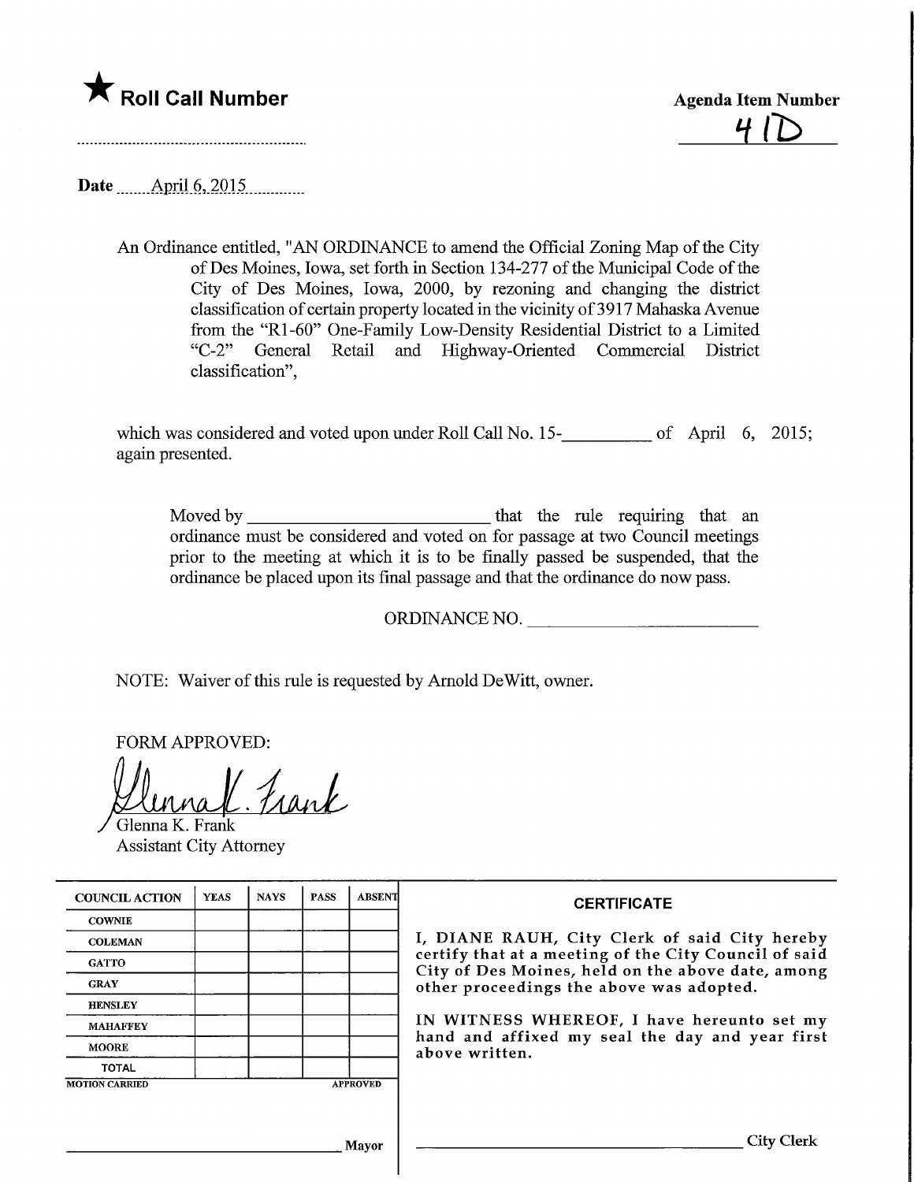★ **Roll Call Number**

.............................................................

**Agenda Item Number**

41D

**Date** April 6, 2015

An Ordinance entitled, "AN ORDINANCE to amend the Official Zoning Map of the City of Des Moines, Iowa, set forth in Section 134-277 of the Municipal Code of the City of Des Moines, Iowa, 2000, by rezoning and changing the district classification of certain property located in the vicinity of 3917 Mahaska Avenue from the "R1-60" One-Family Low-Density Residential District to a Limited "C-2" General Retail and Highway-Oriented Commercial District classification",

which was considered and voted upon under Roll Call No. 15-__________ of April 6, 2015; again presented.

Moved by ____________________________ that the rule requiring that an ordinance must be considered and voted on for passage at two Council meetings prior to the meeting at which it is to be finally passed be suspended, that the ordinance be placed upon its final passage and that the ordinance do now pass.

ORDINANCE NO. __________________________

NOTE: Waiver of this rule is requested by Arnold DeWitt, owner.

FORM APPROVED:

Glenna K. Frank
Assistant City Attorney

| COUNCIL ACTION | YEAS | NAYS | PASS | ABSENT |
|---|---|---|---|---|
| COWNIE | | | | |
| COLEMAN | | | | |
| GATTO | | | | |
| GRAY | | | | |
| HENSLEY | | | | |
| MAHAFFEY | | | | |
| MOORE | | | | |
| TOTAL | | | | |
| MOTION CARRIED | | | | APPROVED |

________________________________ Mayor

**CERTIFICATE**

I, DIANE RAUH, City Clerk of said City hereby certify that at a meeting of the City Council of said City of Des Moines, held on the above date, among other proceedings the above was adopted.

IN WITNESS WHEREOF, I have hereunto set my hand and affixed my seal the day and year first above written.

________________________________ City Clerk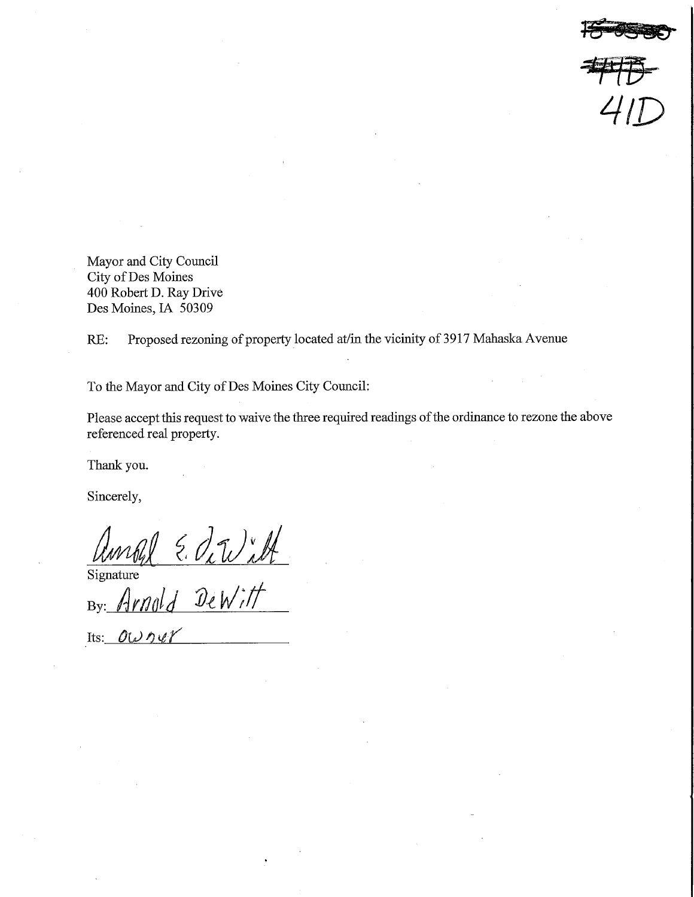~~15-0580~~
~~#41B~~
41D

Mayor and City Council
City of Des Moines
400 Robert D. Ray Drive
Des Moines, IA 50309

RE: Proposed rezoning of property located at/in the vicinity of 3917 Mahaska Avenue

To the Mayor and City of Des Moines City Council:

Please accept this request to waive the three required readings of the ordinance to rezone the above referenced real property.

Thank you.

Sincerely,

Arnold E. DeWitt
Signature

By: Arnold DeWitt

Its: owner